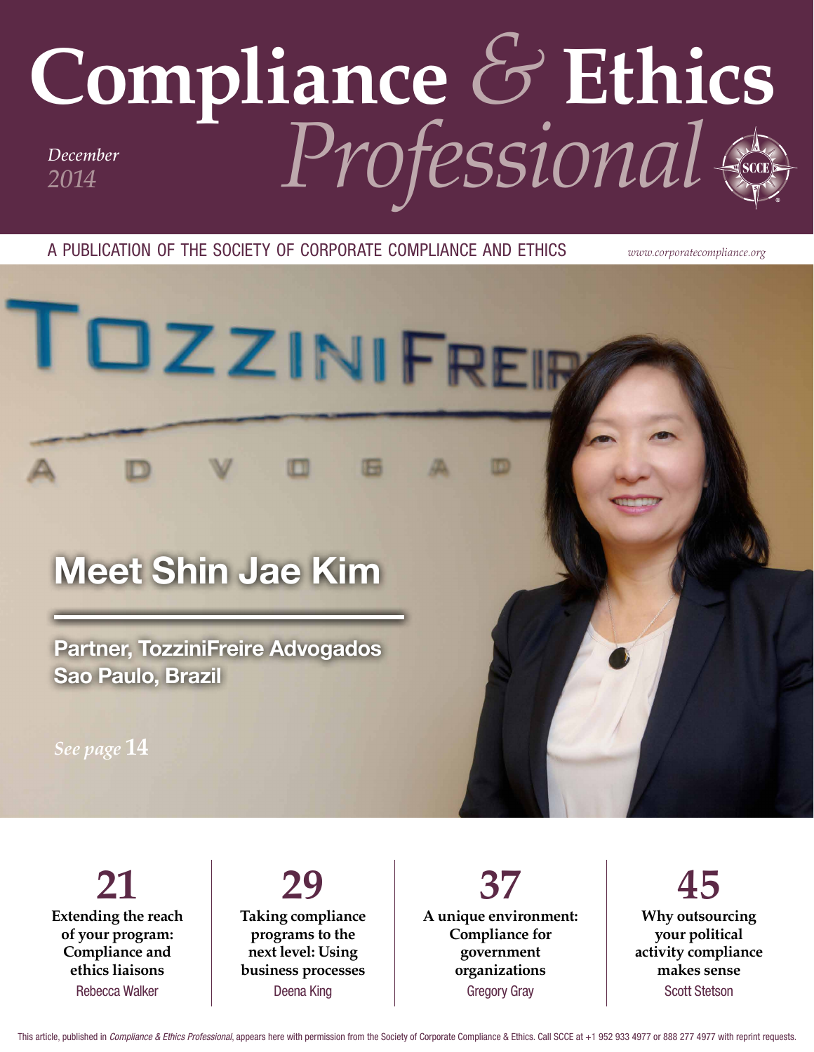# Compliance & Ethics Professional

*December 2014*

A PUBLICATION OF THE SOCIETY OF CORPORATE COMPLIANCE AND ETHICS

*www.corporatecompliance.org*

## Meet Shin Jae Kim

**Partner, TozziniFreire Advogados**
**Sao Paulo, Brazil**

*See page* **14**

**21**
**Extending the reach of your program: Compliance and ethics liaisons**
Rebecca Walker

**29**
**Taking compliance programs to the next level: Using business processes**
Deena King

**37**
**A unique environment: Compliance for government organizations**
Gregory Gray

**45**
**Why outsourcing your political activity compliance makes sense**
Scott Stetson

This article, published in *Compliance & Ethics Professional*, appears here with permission from the Society of Corporate Compliance & Ethics. Call SCCE at +1 952 933 4977 or 888 277 4977 with reprint requests.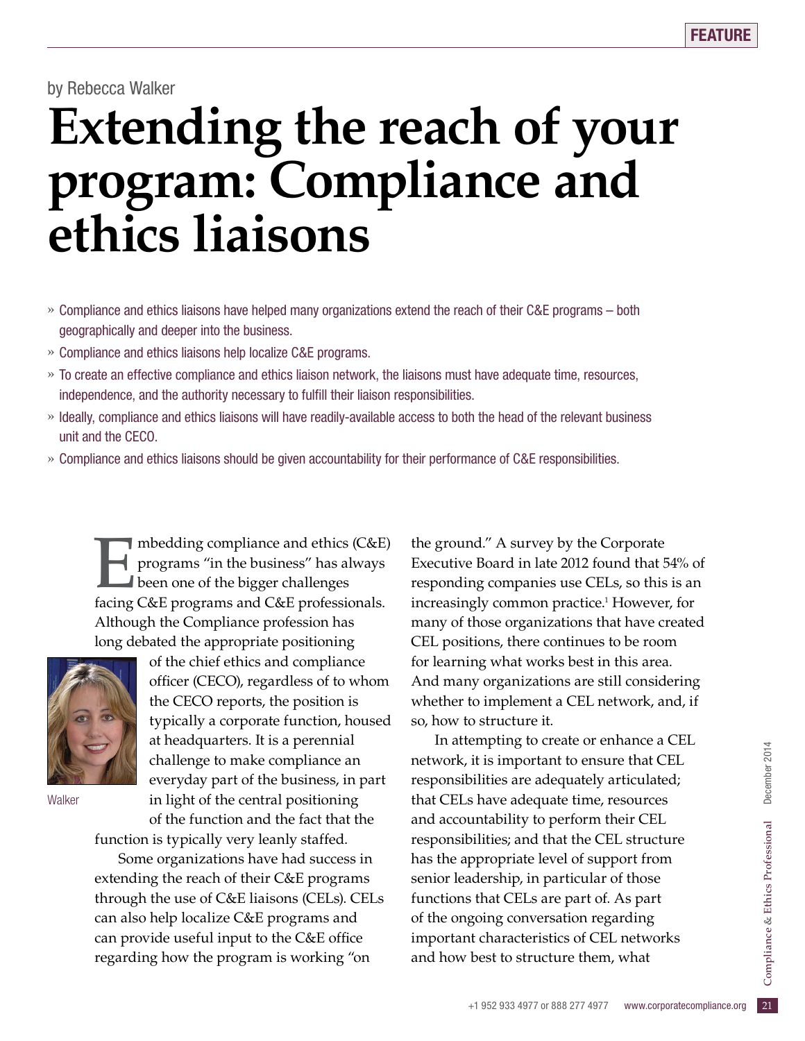by Rebecca Walker

# Extending the reach of your program: Compliance and ethics liaisons

» Compliance and ethics liaisons have helped many organizations extend the reach of their C&E programs – both geographically and deeper into the business.

» Compliance and ethics liaisons help localize C&E programs.

» To create an effective compliance and ethics liaison network, the liaisons must have adequate time, resources, independence, and the authority necessary to fulfill their liaison responsibilities.

» Ideally, compliance and ethics liaisons will have readily-available access to both the head of the relevant business unit and the CECO.

» Compliance and ethics liaisons should be given accountability for their performance of C&E responsibilities.

Walker

Embedding compliance and ethics (C&E) programs "in the business" has always been one of the bigger challenges facing C&E programs and C&E professionals. Although the Compliance profession has long debated the appropriate positioning of the chief ethics and compliance officer (CECO), regardless of to whom the CECO reports, the position is typically a corporate function, housed at headquarters. It is a perennial challenge to make compliance an everyday part of the business, in part in light of the central positioning of the function and the fact that the function is typically very leanly staffed.

Some organizations have had success in extending the reach of their C&E programs through the use of C&E liaisons (CELs). CELs can also help localize C&E programs and can provide useful input to the C&E office regarding how the program is working "on the ground." A survey by the Corporate Executive Board in late 2012 found that 54% of responding companies use CELs, so this is an increasingly common practice.[1] However, for many of those organizations that have created CEL positions, there continues to be room for learning what works best in this area. And many organizations are still considering whether to implement a CEL network, and, if so, how to structure it.

In attempting to create or enhance a CEL network, it is important to ensure that CEL responsibilities are adequately articulated; that CELs have adequate time, resources and accountability to perform their CEL responsibilities; and that the CEL structure has the appropriate level of support from senior leadership, in particular of those functions that CELs are part of. As part of the ongoing conversation regarding important characteristics of CEL networks and how best to structure them, what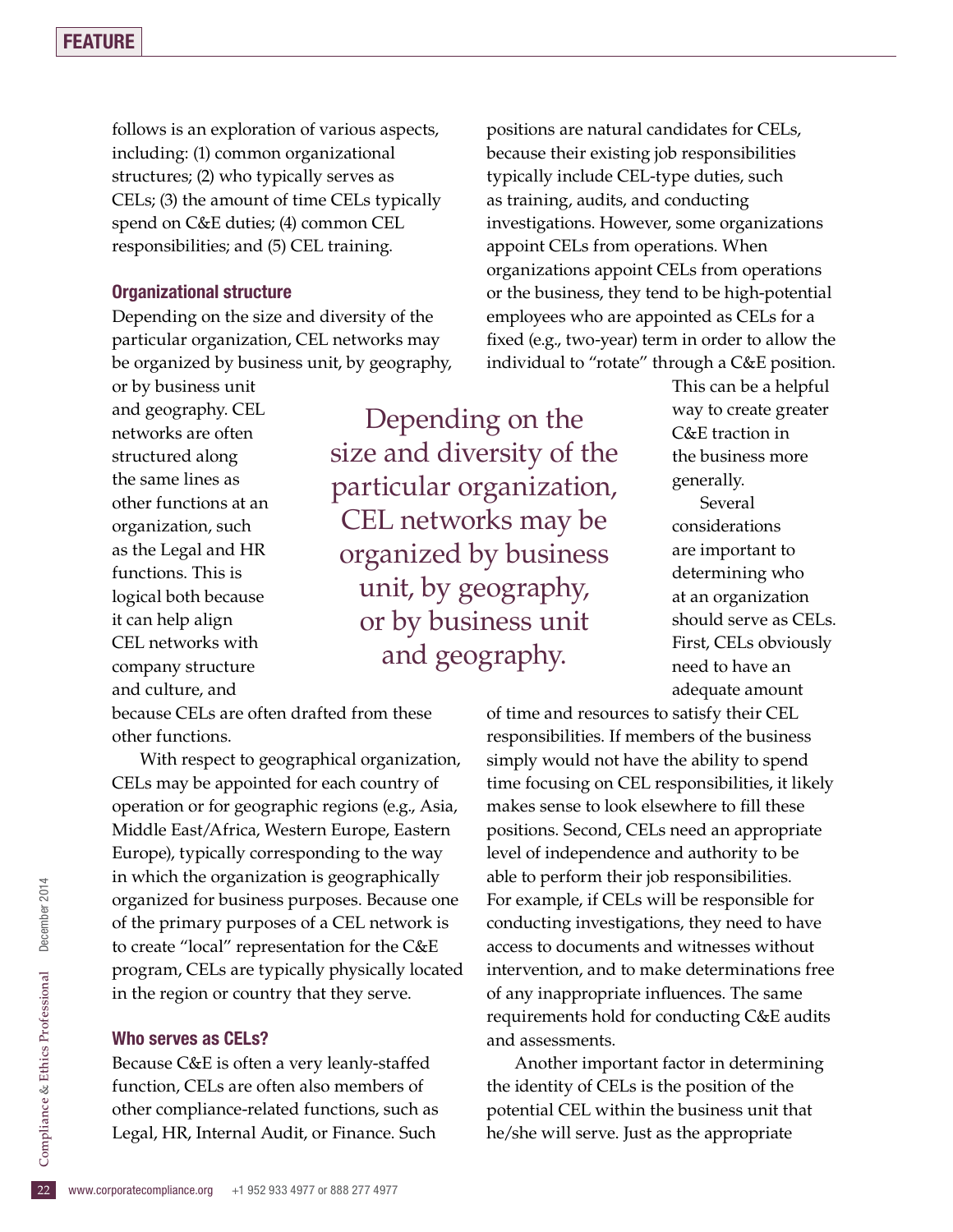follows is an exploration of various aspects, including: (1) common organizational structures; (2) who typically serves as CELs; (3) the amount of time CELs typically spend on C&E duties; (4) common CEL responsibilities; and (5) CEL training.

### Organizational structure

Depending on the size and diversity of the particular organization, CEL networks may be organized by business unit, by geography, or by business unit and geography. CEL networks are often structured along the same lines as other functions at an organization, such as the Legal and HR functions. This is logical both because it can help align CEL networks with company structure and culture, and because CELs are often drafted from these other functions.

> Depending on the size and diversity of the particular organization, CEL networks may be organized by business unit, by geography, or by business unit and geography.

With respect to geographical organization, CELs may be appointed for each country of operation or for geographic regions (e.g., Asia, Middle East/Africa, Western Europe, Eastern Europe), typically corresponding to the way in which the organization is geographically organized for business purposes. Because one of the primary purposes of a CEL network is to create "local" representation for the C&E program, CELs are typically physically located in the region or country that they serve.

### Who serves as CELs?

Because C&E is often a very leanly-staffed function, CELs are often also members of other compliance-related functions, such as Legal, HR, Internal Audit, or Finance. Such positions are natural candidates for CELs, because their existing job responsibilities typically include CEL-type duties, such as training, audits, and conducting investigations. However, some organizations appoint CELs from operations. When organizations appoint CELs from operations or the business, they tend to be high-potential employees who are appointed as CELs for a fixed (e.g., two-year) term in order to allow the individual to "rotate" through a C&E position. This can be a helpful way to create greater C&E traction in the business more generally.

Several considerations are important to determining who at an organization should serve as CELs. First, CELs obviously need to have an adequate amount of time and resources to satisfy their CEL responsibilities. If members of the business simply would not have the ability to spend time focusing on CEL responsibilities, it likely makes sense to look elsewhere to fill these positions. Second, CELs need an appropriate level of independence and authority to be able to perform their job responsibilities. For example, if CELs will be responsible for conducting investigations, they need to have access to documents and witnesses without intervention, and to make determinations free of any inappropriate influences. The same requirements hold for conducting C&E audits and assessments.

Another important factor in determining the identity of CELs is the position of the potential CEL within the business unit that he/she will serve. Just as the appropriate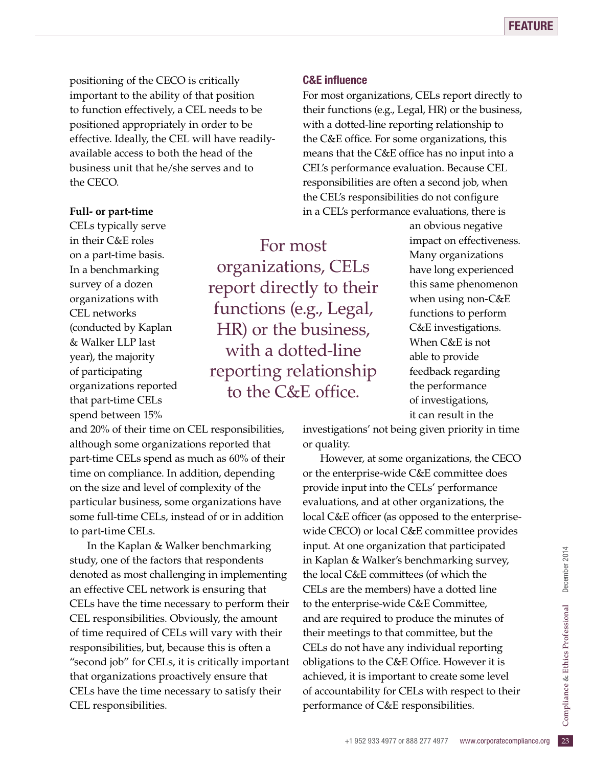positioning of the CECO is critically important to the ability of that position to function effectively, a CEL needs to be positioned appropriately in order to be effective. Ideally, the CEL will have readily-available access to both the head of the business unit that he/she serves and to the CECO.

**Full- or part-time**

CELs typically serve in their C&E roles on a part-time basis. In a benchmarking survey of a dozen organizations with CEL networks (conducted by Kaplan & Walker LLP last year), the majority of participating organizations reported that part-time CELs spend between 15% and 20% of their time on CEL responsibilities, although some organizations reported that part-time CELs spend as much as 60% of their time on compliance. In addition, depending on the size and level of complexity of the particular business, some organizations have some full-time CELs, instead of or in addition to part-time CELs.

In the Kaplan & Walker benchmarking study, one of the factors that respondents denoted as most challenging in implementing an effective CEL network is ensuring that CELs have the time necessary to perform their CEL responsibilities. Obviously, the amount of time required of CELs will vary with their responsibilities, but, because this is often a "second job" for CELs, it is critically important that organizations proactively ensure that CELs have the time necessary to satisfy their CEL responsibilities.

## C&E influence

For most organizations, CELs report directly to their functions (e.g., Legal, HR) or the business, with a dotted-line reporting relationship to the C&E office. For some organizations, this means that the C&E office has no input into a CEL's performance evaluation. Because CEL responsibilities are often a second job, when the CEL's responsibilities do not configure in a CEL's performance evaluations, there is an obvious negative impact on effectiveness. Many organizations have long experienced this same phenomenon when using non-C&E functions to perform C&E investigations. When C&E is not able to provide feedback regarding the performance of investigations, it can result in the investigations' not being given priority in time or quality.

> For most organizations, CELs report directly to their functions (e.g., Legal, HR) or the business, with a dotted-line reporting relationship to the C&E office.

However, at some organizations, the CECO or the enterprise-wide C&E committee does provide input into the CELs' performance evaluations, and at other organizations, the local C&E officer (as opposed to the enterprise-wide CECO) or local C&E committee provides input. At one organization that participated in Kaplan & Walker's benchmarking survey, the local C&E committees (of which the CELs are the members) have a dotted line to the enterprise-wide C&E Committee, and are required to produce the minutes of their meetings to that committee, but the CELs do not have any individual reporting obligations to the C&E Office. However it is achieved, it is important to create some level of accountability for CELs with respect to their performance of C&E responsibilities.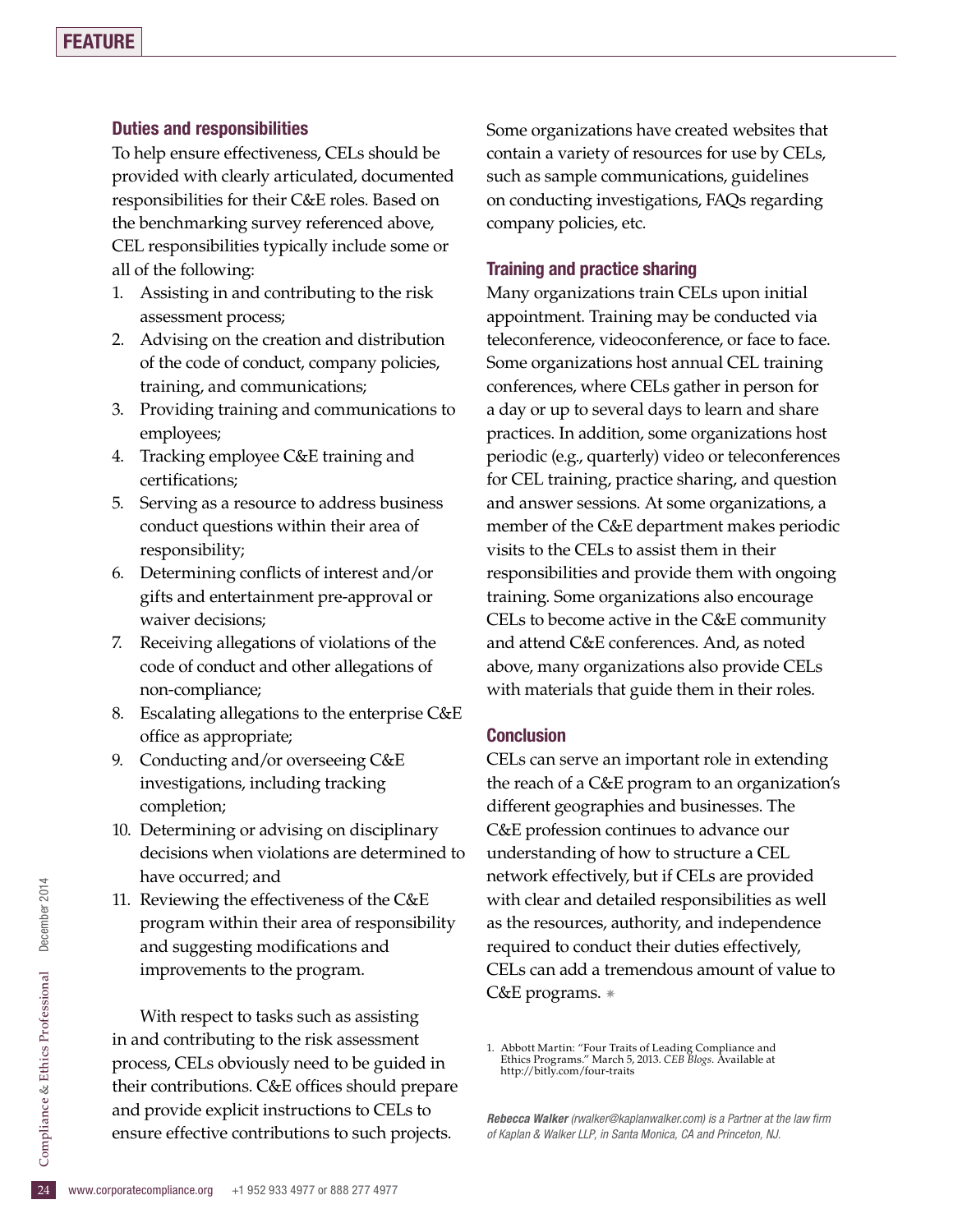### Duties and responsibilities

To help ensure effectiveness, CELs should be provided with clearly articulated, documented responsibilities for their C&E roles. Based on the benchmarking survey referenced above, CEL responsibilities typically include some or all of the following:

1. Assisting in and contributing to the risk assessment process;
2. Advising on the creation and distribution of the code of conduct, company policies, training, and communications;
3. Providing training and communications to employees;
4. Tracking employee C&E training and certifications;
5. Serving as a resource to address business conduct questions within their area of responsibility;
6. Determining conflicts of interest and/or gifts and entertainment pre-approval or waiver decisions;
7. Receiving allegations of violations of the code of conduct and other allegations of non-compliance;
8. Escalating allegations to the enterprise C&E office as appropriate;
9. Conducting and/or overseeing C&E investigations, including tracking completion;
10. Determining or advising on disciplinary decisions when violations are determined to have occurred; and
11. Reviewing the effectiveness of the C&E program within their area of responsibility and suggesting modifications and improvements to the program.

With respect to tasks such as assisting in and contributing to the risk assessment process, CELs obviously need to be guided in their contributions. C&E offices should prepare and provide explicit instructions to CELs to ensure effective contributions to such projects. Some organizations have created websites that contain a variety of resources for use by CELs, such as sample communications, guidelines on conducting investigations, FAQs regarding company policies, etc.

### Training and practice sharing

Many organizations train CELs upon initial appointment. Training may be conducted via teleconference, videoconference, or face to face. Some organizations host annual CEL training conferences, where CELs gather in person for a day or up to several days to learn and share practices. In addition, some organizations host periodic (e.g., quarterly) video or teleconferences for CEL training, practice sharing, and question and answer sessions. At some organizations, a member of the C&E department makes periodic visits to the CELs to assist them in their responsibilities and provide them with ongoing training. Some organizations also encourage CELs to become active in the C&E community and attend C&E conferences. And, as noted above, many organizations also provide CELs with materials that guide them in their roles.

### Conclusion

CELs can serve an important role in extending the reach of a C&E program to an organization's different geographies and businesses. The C&E profession continues to advance our understanding of how to structure a CEL network effectively, but if CELs are provided with clear and detailed responsibilities as well as the resources, authority, and independence required to conduct their duties effectively, CELs can add a tremendous amount of value to C&E programs. *

1. Abbott Martin: "Four Traits of Leading Compliance and Ethics Programs." March 5, 2013. *CEB Blogs*. Available at http://bitly.com/four-traits

***Rebecca Walker*** *(rwalker@kaplanwalker.com) is a Partner at the law firm of Kaplan & Walker LLP, in Santa Monica, CA and Princeton, NJ.*